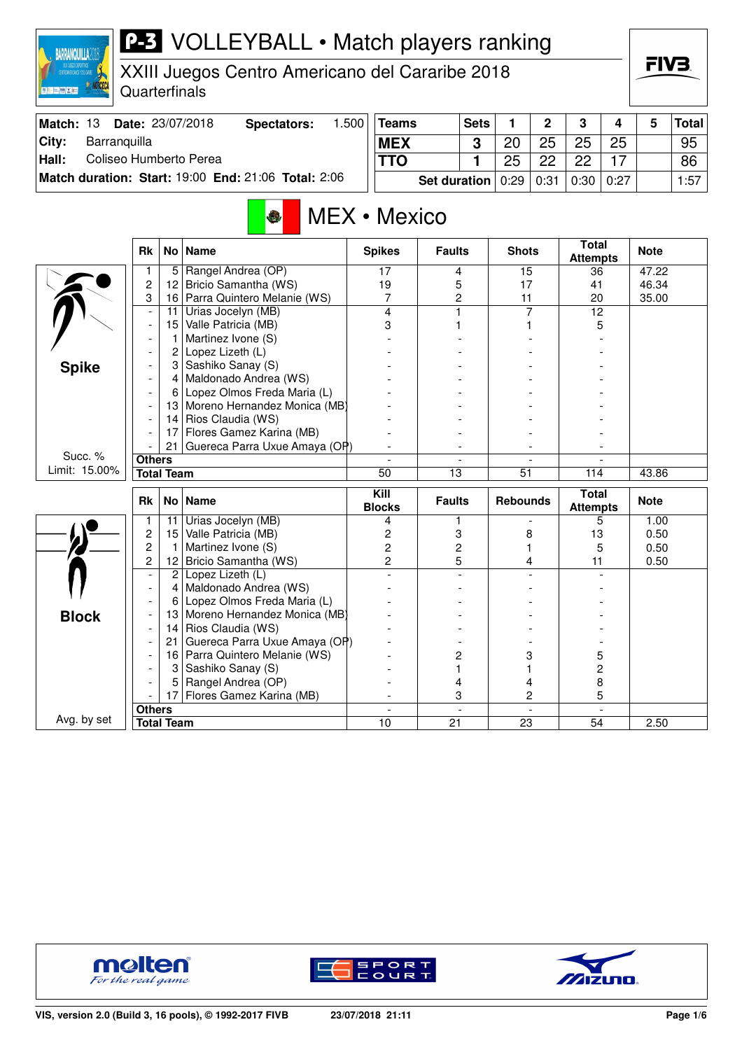# P-3 VOLLEYBALL • Match players ranking

## XXIII Juegos Centro Americano del Cararibe 2018
Quarterfinals

| Match: 13 | Date: 23/07/2018 | Spectators: 1.500 |
|---|---|---|
| City: | Barranquilla | |
| Hall: | Coliseo Humberto Perea | |
| Match duration: Start: 19:00 | End: 21:06 | Total: 2:06 |

| Teams | Sets | 1 | 2 | 3 | 4 | 5 | Total |
|---|---|---|---|---|---|---|---|
| MEX | 3 | 20 | 25 | 25 | 25 | | 95 |
| TTO | 1 | 25 | 22 | 22 | 17 | | 86 |
| Set duration | | 0:29 | 0:31 | 0:30 | 0:27 | | 1:57 |

## MEX • Mexico

**Spike** — Succ. % Limit: 15.00%

| Rk | No | Name | Spikes | Faults | Shots | Total Attempts | Note |
|---|---|---|---|---|---|---|---|
| 1 | 5 | Rangel Andrea (OP) | 17 | 4 | 15 | 36 | 47.22 |
| 2 | 12 | Bricio Samantha (WS) | 19 | 5 | 17 | 41 | 46.34 |
| 3 | 16 | Parra Quintero Melanie (WS) | 7 | 2 | 11 | 20 | 35.00 |
| - | 11 | Urias Jocelyn (MB) | 4 | 1 | 7 | 12 | |
| - | 15 | Valle Patricia (MB) | 3 | 1 | 1 | 5 | |
| - | 1 | Martinez Ivone (S) | - | - | - | - | |
| - | 2 | Lopez Lizeth (L) | - | - | - | - | |
| - | 3 | Sashiko Sanay (S) | - | - | - | - | |
| - | 4 | Maldonado Andrea (WS) | - | - | - | - | |
| - | 6 | Lopez Olmos Freda Maria (L) | - | - | - | - | |
| - | 13 | Moreno Hernandez Monica (MB) | - | - | - | - | |
| - | 14 | Rios Claudia (WS) | - | - | - | - | |
| - | 17 | Flores Gamez Karina (MB) | - | - | - | - | |
| - | 21 | Guereca Parra Uxue Amaya (OP) | - | - | - | - | |
| Others | | | - | - | - | - | |
| Total Team | | | 50 | 13 | 51 | 114 | 43.86 |

**Block** — Avg. by set

| Rk | No | Name | Kill Blocks | Faults | Rebounds | Total Attempts | Note |
|---|---|---|---|---|---|---|---|
| 1 | 11 | Urias Jocelyn (MB) | 4 | 1 | - | 5 | 1.00 |
| 2 | 15 | Valle Patricia (MB) | 2 | 3 | 8 | 13 | 0.50 |
| 2 | 1 | Martinez Ivone (S) | 2 | 2 | 1 | 5 | 0.50 |
| 2 | 12 | Bricio Samantha (WS) | 2 | 5 | 4 | 11 | 0.50 |
| - | 2 | Lopez Lizeth (L) | - | - | - | - | |
| - | 4 | Maldonado Andrea (WS) | - | - | - | - | |
| - | 6 | Lopez Olmos Freda Maria (L) | - | - | - | - | |
| - | 13 | Moreno Hernandez Monica (MB) | - | - | - | - | |
| - | 14 | Rios Claudia (WS) | - | - | - | - | |
| - | 21 | Guereca Parra Uxue Amaya (OP) | - | - | - | - | |
| - | 16 | Parra Quintero Melanie (WS) | - | 2 | 3 | 5 | |
| - | 3 | Sashiko Sanay (S) | - | 1 | 1 | 2 | |
| - | 5 | Rangel Andrea (OP) | - | 4 | 4 | 8 | |
| - | 17 | Flores Gamez Karina (MB) | - | 3 | 2 | 5 | |
| Others | | | - | - | - | - | |
| Total Team | | | 10 | 21 | 23 | 54 | 2.50 |

VIS, version 2.0 (Build 3, 16 pools), © 1992-2017 FIVB — 23/07/2018 21:11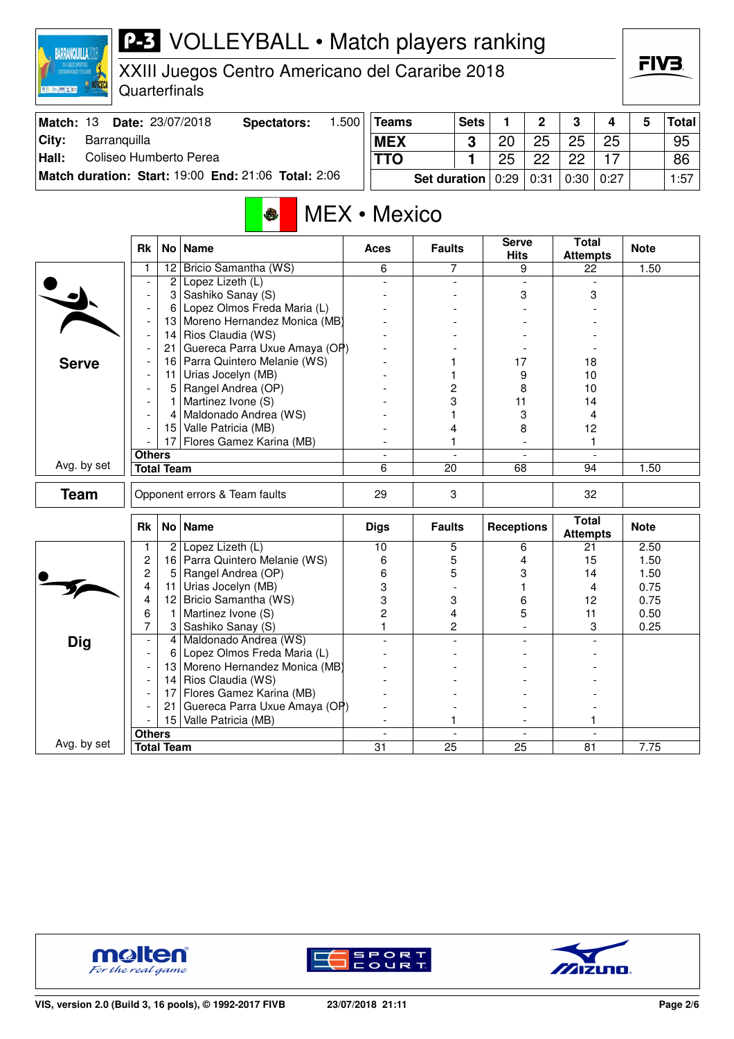# P-3 VOLLEYBALL • Match players ranking

## XXIII Juegos Centro Americano del Cararibe 2018
Quarterfinals

| Match: 13 | Date: 23/07/2018 | Spectators: 1.500 |
|---|---|---|
| City: | Barranquilla | |
| Hall: | Coliseo Humberto Perea | |
| Match duration: Start: 19:00 | End: 21:06 | Total: 2:06 |

| Teams | Sets | 1 | 2 | 3 | 4 | 5 | Total |
|---|---|---|---|---|---|---|---|
| MEX | 3 | 20 | 25 | 25 | 25 | | 95 |
| TTO | 1 | 25 | 22 | 22 | 17 | | 86 |
| Set duration | | 0:29 | 0:31 | 0:30 | 0:27 | | 1:57 |

## MEX • Mexico

### Serve

| Rk | No | Name | Aces | Faults | Serve Hits | Total Attempts | Note |
|---|---|---|---|---|---|---|---|
| 1 | 12 | Bricio Samantha (WS) | 6 | 7 | 9 | 22 | 1.50 |
| - | 2 | Lopez Lizeth (L) | - | - | - | - | |
| - | 3 | Sashiko Sanay (S) | - | - | 3 | 3 | |
| - | 6 | Lopez Olmos Freda Maria (L) | - | - | - | - | |
| - | 13 | Moreno Hernandez Monica (MB) | - | - | - | - | |
| - | 14 | Rios Claudia (WS) | - | - | - | - | |
| - | 21 | Guereca Parra Uxue Amaya (OP) | - | - | - | - | |
| - | 16 | Parra Quintero Melanie (WS) | - | 1 | 17 | 18 | |
| - | 11 | Urias Jocelyn (MB) | - | 1 | 9 | 10 | |
| - | 5 | Rangel Andrea (OP) | - | 2 | 8 | 10 | |
| - | 1 | Martinez Ivone (S) | - | 3 | 11 | 14 | |
| - | 4 | Maldonado Andrea (WS) | - | 1 | 3 | 4 | |
| - | 15 | Valle Patricia (MB) | - | 4 | 8 | 12 | |
| - | 17 | Flores Gamez Karina (MB) | - | 1 | - | 1 | |
| Others | | | - | - | - | - | |
| Total Team | | | 6 | 20 | 68 | 94 | 1.50 |

Avg. by set

### Team

| | Aces | Faults | Serve Hits | Total Attempts | Note |
|---|---|---|---|---|---|
| Opponent errors & Team faults | 29 | 3 | | 32 | |

### Dig

| Rk | No | Name | Digs | Faults | Receptions | Total Attempts | Note |
|---|---|---|---|---|---|---|---|
| 1 | 2 | Lopez Lizeth (L) | 10 | 5 | 6 | 21 | 2.50 |
| 2 | 16 | Parra Quintero Melanie (WS) | 6 | 5 | 4 | 15 | 1.50 |
| 2 | 5 | Rangel Andrea (OP) | 6 | 5 | 3 | 14 | 1.50 |
| 4 | 11 | Urias Jocelyn (MB) | 3 | - | 1 | 4 | 0.75 |
| 4 | 12 | Bricio Samantha (WS) | 3 | 3 | 6 | 12 | 0.75 |
| 6 | 1 | Martinez Ivone (S) | 2 | 4 | 5 | 11 | 0.50 |
| 7 | 3 | Sashiko Sanay (S) | 1 | 2 | - | 3 | 0.25 |
| - | 4 | Maldonado Andrea (WS) | - | - | - | - | |
| - | 6 | Lopez Olmos Freda Maria (L) | - | - | - | - | |
| - | 13 | Moreno Hernandez Monica (MB) | - | - | - | - | |
| - | 14 | Rios Claudia (WS) | - | - | - | - | |
| - | 17 | Flores Gamez Karina (MB) | - | - | - | - | |
| - | 21 | Guereca Parra Uxue Amaya (OP) | - | - | - | - | |
| - | 15 | Valle Patricia (MB) | - | 1 | - | 1 | |
| Others | | | - | - | - | - | |
| Total Team | | | 31 | 25 | 25 | 81 | 7.75 |

Avg. by set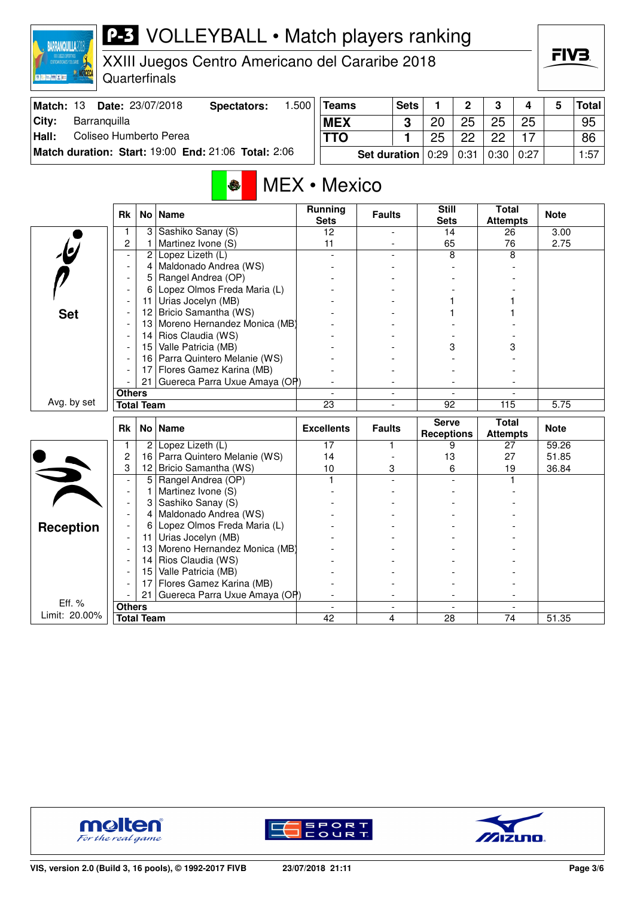# P-3 VOLLEYBALL • Match players ranking

XXIII Juegos Centro Americano del Cararibe 2018
Quarterfinals

| Match: 13 | Date: 23/07/2018 | Spectators: | 1.500 |
|---|---|---|---|
| City: | Barranquilla | | |
| Hall: | Coliseo Humberto Perea | | |
| Match duration: | Start: 19:00 | End: 21:06 | Total: 2:06 |

| Teams | Sets | 1 | 2 | 3 | 4 | 5 | Total |
|---|---|---|---|---|---|---|---|
| MEX | 3 | 20 | 25 | 25 | 25 | | 95 |
| TTO | 1 | 25 | 22 | 22 | 17 | | 86 |
| Set duration | | 0:29 | 0:31 | 0:30 | 0:27 | | 1:57 |

## MEX • Mexico

### Set

| Rk | No | Name | Running Sets | Faults | Still Sets | Total Attempts | Note |
|---|---|---|---|---|---|---|---|
| 1 | 3 | Sashiko Sanay (S) | 12 | - | 14 | 26 | 3.00 |
| 2 | 1 | Martinez Ivone (S) | 11 | - | 65 | 76 | 2.75 |
| - | 2 | Lopez Lizeth (L) | - | - | 8 | 8 | |
| - | 4 | Maldonado Andrea (WS) | - | - | - | - | |
| - | 5 | Rangel Andrea (OP) | - | - | - | - | |
| - | 6 | Lopez Olmos Freda Maria (L) | - | - | - | - | |
| - | 11 | Urias Jocelyn (MB) | - | - | 1 | 1 | |
| - | 12 | Bricio Samantha (WS) | - | - | 1 | 1 | |
| - | 13 | Moreno Hernandez Monica (MB) | - | - | - | - | |
| - | 14 | Rios Claudia (WS) | - | - | - | - | |
| - | 15 | Valle Patricia (MB) | - | - | 3 | 3 | |
| - | 16 | Parra Quintero Melanie (WS) | - | - | - | - | |
| - | 17 | Flores Gamez Karina (MB) | - | - | - | - | |
| - | 21 | Guereca Parra Uxue Amaya (OP) | - | - | - | - | |
| Others | | | - | - | - | - | |
| Total Team | | | 23 | - | 92 | 115 | 5.75 |

Avg. by set

### Reception

| Rk | No | Name | Excellents | Faults | Serve Receptions | Total Attempts | Note |
|---|---|---|---|---|---|---|---|
| 1 | 2 | Lopez Lizeth (L) | 17 | 1 | 9 | 27 | 59.26 |
| 2 | 16 | Parra Quintero Melanie (WS) | 14 | - | 13 | 27 | 51.85 |
| 3 | 12 | Bricio Samantha (WS) | 10 | 3 | 6 | 19 | 36.84 |
| - | 5 | Rangel Andrea (OP) | 1 | - | - | 1 | |
| - | 1 | Martinez Ivone (S) | - | - | - | - | |
| - | 3 | Sashiko Sanay (S) | - | - | - | - | |
| - | 4 | Maldonado Andrea (WS) | - | - | - | - | |
| - | 6 | Lopez Olmos Freda Maria (L) | - | - | - | - | |
| - | 11 | Urias Jocelyn (MB) | - | - | - | - | |
| - | 13 | Moreno Hernandez Monica (MB) | - | - | - | - | |
| - | 14 | Rios Claudia (WS) | - | - | - | - | |
| - | 15 | Valle Patricia (MB) | - | - | - | - | |
| - | 17 | Flores Gamez Karina (MB) | - | - | - | - | |
| - | 21 | Guereca Parra Uxue Amaya (OP) | - | - | - | - | |
| Others | | | - | - | - | - | |
| Total Team | | | 42 | 4 | 28 | 74 | 51.35 |

Eff. %
Limit: 20.00%

VIS, version 2.0 (Build 3, 16 pools), © 1992-2017 FIVB    23/07/2018 21:11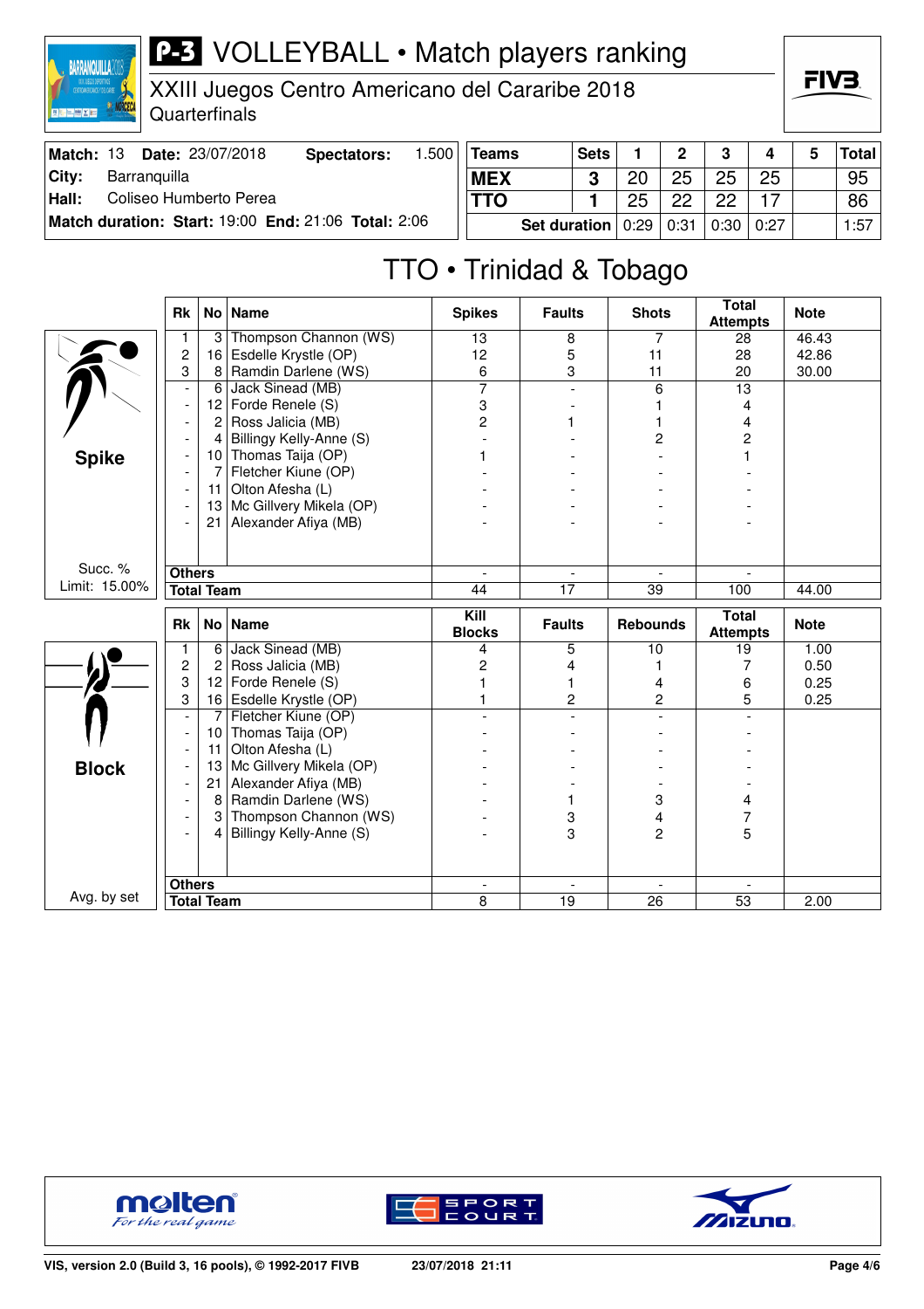# P-3 VOLLEYBALL • Match players ranking

XXIII Juegos Centro Americano del Cararibe 2018

Quarterfinals

| Match: 13 | Date: 23/07/2018 | Spectators: | 1.500 |
|---|---|---|---|
| City: | Barranquilla | | |
| Hall: | Coliseo Humberto Perea | | |
| Match duration: | Start: 19:00 | End: 21:06 | Total: 2:06 |

| Teams | Sets | 1 | 2 | 3 | 4 | 5 | Total |
|---|---|---|---|---|---|---|---|
| MEX | 3 | 20 | 25 | 25 | 25 | | 95 |
| TTO | 1 | 25 | 22 | 22 | 17 | | 86 |
| Set duration | | 0:29 | 0:31 | 0:30 | 0:27 | | 1:57 |

## TTO • Trinidad & Tobago

### Spike

Succ. % Limit: 15.00%

| Rk | No | Name | Spikes | Faults | Shots | Total Attempts | Note |
|---|---|---|---|---|---|---|---|
| 1 | 3 | Thompson Channon (WS) | 13 | 8 | 7 | 28 | 46.43 |
| 2 | 16 | Esdelle Krystle (OP) | 12 | 5 | 11 | 28 | 42.86 |
| 3 | 8 | Ramdin Darlene (WS) | 6 | 3 | 11 | 20 | 30.00 |
| - | 6 | Jack Sinead (MB) | 7 | - | 6 | 13 | |
| - | 12 | Forde Renele (S) | 3 | - | 1 | 4 | |
| - | 2 | Ross Jalicia (MB) | 2 | 1 | 1 | 4 | |
| - | 4 | Billingy Kelly-Anne (S) | - | - | 2 | 2 | |
| - | 10 | Thomas Taija (OP) | 1 | - | - | 1 | |
| - | 7 | Fletcher Kiune (OP) | - | - | - | - | |
| - | 11 | Olton Afesha (L) | - | - | - | - | |
| - | 13 | Mc Gillvery Mikela (OP) | - | - | - | - | |
| - | 21 | Alexander Afiya (MB) | - | - | - | - | |
| Others | | | - | - | - | - | |
| Total Team | | | 44 | 17 | 39 | 100 | 44.00 |

### Block

Avg. by set

| Rk | No | Name | Kill Blocks | Faults | Rebounds | Total Attempts | Note |
|---|---|---|---|---|---|---|---|
| 1 | 6 | Jack Sinead (MB) | 4 | 5 | 10 | 19 | 1.00 |
| 2 | 2 | Ross Jalicia (MB) | 2 | 4 | 1 | 7 | 0.50 |
| 3 | 12 | Forde Renele (S) | 1 | 1 | 4 | 6 | 0.25 |
| 3 | 16 | Esdelle Krystle (OP) | 1 | 2 | 2 | 5 | 0.25 |
| - | 7 | Fletcher Kiune (OP) | - | - | - | - | |
| - | 10 | Thomas Taija (OP) | - | - | - | - | |
| - | 11 | Olton Afesha (L) | - | - | - | - | |
| - | 13 | Mc Gillvery Mikela (OP) | - | - | - | - | |
| - | 21 | Alexander Afiya (MB) | - | - | - | - | |
| - | 8 | Ramdin Darlene (WS) | - | 1 | 3 | 4 | |
| - | 3 | Thompson Channon (WS) | - | 3 | 4 | 7 | |
| - | 4 | Billingy Kelly-Anne (S) | - | 3 | 2 | 5 | |
| Others | | | - | - | - | - | |
| Total Team | | | 8 | 19 | 26 | 53 | 2.00 |

VIS, version 2.0 (Build 3, 16 pools), © 1992-2017 FIVB — 23/07/2018 21:11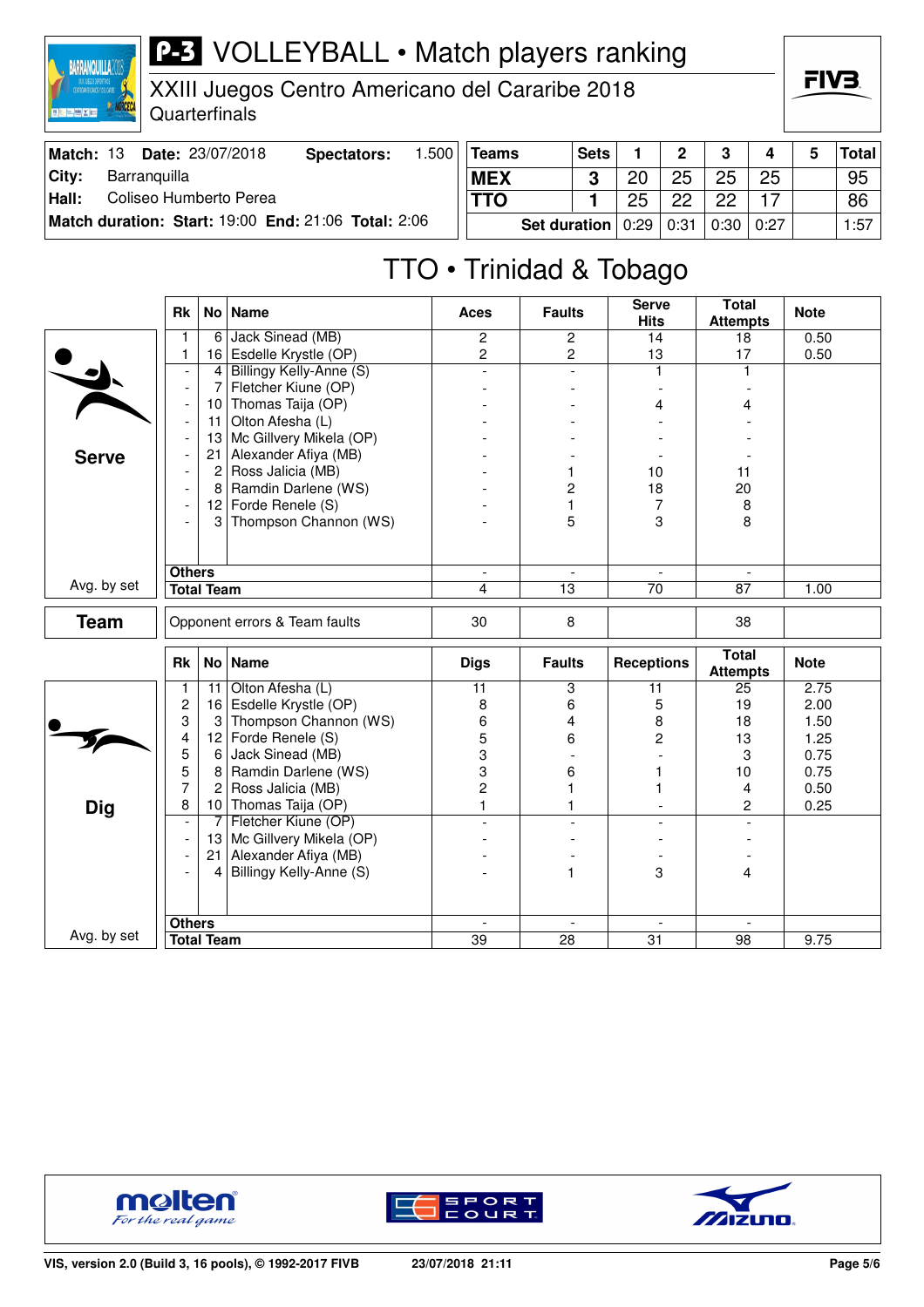# P-3 VOLLEYBALL • Match players ranking

XXIII Juegos Centro Americano del Cararibe 2018
Quarterfinals

| Match: 13 | Date: 23/07/2018 | Spectators: | 1.500 |
|---|---|---|---|
| City: | Barranquilla | | |
| Hall: | Coliseo Humberto Perea | | |
| Match duration: | Start: 19:00 | End: 21:06 | Total: 2:06 |

| Teams | Sets | 1 | 2 | 3 | 4 | 5 | Total |
|---|---|---|---|---|---|---|---|
| MEX | 3 | 20 | 25 | 25 | 25 | | 95 |
| TTO | 1 | 25 | 22 | 22 | 17 | | 86 |
| Set duration | | 0:29 | 0:31 | 0:30 | 0:27 | | 1:57 |

## TTO • Trinidad & Tobago

### Serve

| Rk | No | Name | Aces | Faults | Serve Hits | Total Attempts | Note |
|---|---|---|---|---|---|---|---|
| 1 | 6 | Jack Sinead (MB) | 2 | 2 | 14 | 18 | 0.50 |
| 1 | 16 | Esdelle Krystle (OP) | 2 | 2 | 13 | 17 | 0.50 |
| - | 4 | Billingy Kelly-Anne (S) | - | - | 1 | 1 | |
| - | 7 | Fletcher Kiune (OP) | - | - | - | - | |
| - | 10 | Thomas Taija (OP) | - | - | 4 | 4 | |
| - | 11 | Olton Afesha (L) | - | - | - | - | |
| - | 13 | Mc Gillvery Mikela (OP) | - | - | - | - | |
| - | 21 | Alexander Afiya (MB) | - | - | - | - | |
| - | 2 | Ross Jalicia (MB) | - | 1 | 10 | 11 | |
| - | 8 | Ramdin Darlene (WS) | - | 2 | 18 | 20 | |
| - | 12 | Forde Renele (S) | - | 1 | 7 | 8 | |
| - | 3 | Thompson Channon (WS) | - | 5 | 3 | 8 | |
| Others | | | - | - | - | - | |
| Total Team | | | 4 | 13 | 70 | 87 | 1.00 |

Avg. by set

### Team

| | Aces | Faults | Serve Hits | Total Attempts | Note |
|---|---|---|---|---|---|
| Opponent errors & Team faults | 30 | 8 | | 38 | |

### Dig

| Rk | No | Name | Digs | Faults | Receptions | Total Attempts | Note |
|---|---|---|---|---|---|---|---|
| 1 | 11 | Olton Afesha (L) | 11 | 3 | 11 | 25 | 2.75 |
| 2 | 16 | Esdelle Krystle (OP) | 8 | 6 | 5 | 19 | 2.00 |
| 3 | 3 | Thompson Channon (WS) | 6 | 4 | 8 | 18 | 1.50 |
| 4 | 12 | Forde Renele (S) | 5 | 6 | 2 | 13 | 1.25 |
| 5 | 6 | Jack Sinead (MB) | 3 | - | - | 3 | 0.75 |
| 5 | 8 | Ramdin Darlene (WS) | 3 | 6 | 1 | 10 | 0.75 |
| 7 | 2 | Ross Jalicia (MB) | 2 | 1 | 1 | 4 | 0.50 |
| 8 | 10 | Thomas Taija (OP) | 1 | 1 | - | 2 | 0.25 |
| - | 7 | Fletcher Kiune (OP) | - | - | - | - | |
| - | 13 | Mc Gillvery Mikela (OP) | - | - | - | - | |
| - | 21 | Alexander Afiya (MB) | - | - | - | - | |
| - | 4 | Billingy Kelly-Anne (S) | - | 1 | 3 | 4 | |
| Others | | | - | - | - | - | |
| Total Team | | | 39 | 28 | 31 | 98 | 9.75 |

Avg. by set

VIS, version 2.0 (Build 3, 16 pools), © 1992-2017 FIVB — 23/07/2018 21:11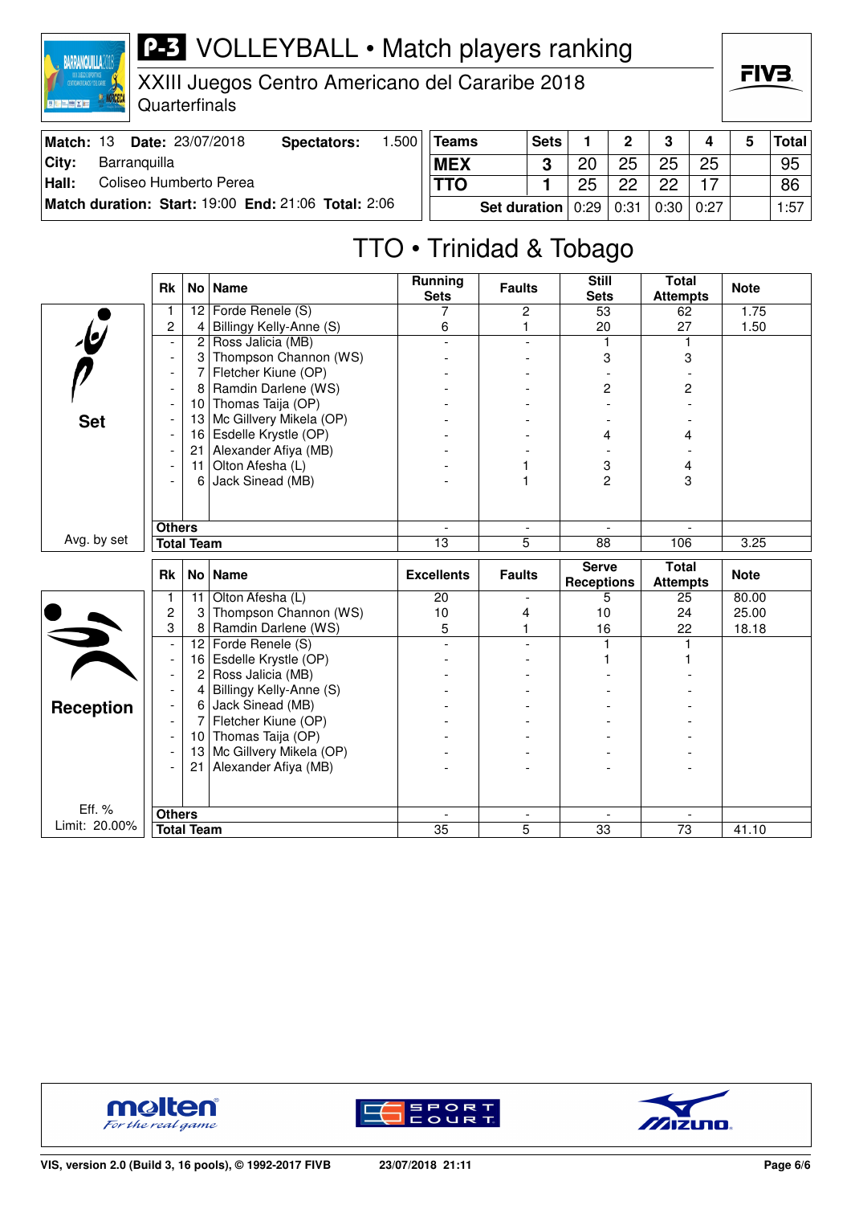# P-3 VOLLEYBALL • Match players ranking

XXIII Juegos Centro Americano del Cararibe 2018
Quarterfinals

| | | | |
|---|---|---|---|
| **Match:** 13 | **Date:** 23/07/2018 | **Spectators:** | 1.500 |
| **City:** | Barranquilla | | |
| **Hall:** | Coliseo Humberto Perea | | |
| **Match duration:** | **Start:** 19:00 | **End:** 21:06 | **Total:** 2:06 |

| Teams | Sets | 1 | 2 | 3 | 4 | 5 | Total |
|---|---|---|---|---|---|---|---|
| MEX | 3 | 20 | 25 | 25 | 25 | | 95 |
| TTO | 1 | 25 | 22 | 22 | 17 | | 86 |
| Set duration | | 0:29 | 0:31 | 0:30 | 0:27 | | 1:57 |

## TTO • Trinidad & Tobago

### Set

| Rk | No | Name | Running Sets | Faults | Still Sets | Total Attempts | Note |
|---|---|---|---|---|---|---|---|
| 1 | 12 | Forde Renele (S) | 7 | 2 | 53 | 62 | 1.75 |
| 2 | 4 | Billingy Kelly-Anne (S) | 6 | 1 | 20 | 27 | 1.50 |
| - | 2 | Ross Jalicia (MB) | - | - | 1 | 1 | |
| - | 3 | Thompson Channon (WS) | - | - | 3 | 3 | |
| - | 7 | Fletcher Kiune (OP) | - | - | - | - | |
| - | 8 | Ramdin Darlene (WS) | - | - | 2 | 2 | |
| - | 10 | Thomas Taija (OP) | - | - | - | - | |
| - | 13 | Mc Gillvery Mikela (OP) | - | - | - | - | |
| - | 16 | Esdelle Krystle (OP) | - | - | 4 | 4 | |
| - | 21 | Alexander Afiya (MB) | - | - | - | - | |
| - | 11 | Olton Afesha (L) | - | 1 | 3 | 4 | |
| - | 6 | Jack Sinead (MB) | - | 1 | 2 | 3 | |
| Others | | | - | - | - | - | |
| Total Team | | | 13 | 5 | 88 | 106 | 3.25 |

Avg. by set

### Reception

| Rk | No | Name | Excellents | Faults | Serve Receptions | Total Attempts | Note |
|---|---|---|---|---|---|---|---|
| 1 | 11 | Olton Afesha (L) | 20 | - | 5 | 25 | 80.00 |
| 2 | 3 | Thompson Channon (WS) | 10 | 4 | 10 | 24 | 25.00 |
| 3 | 8 | Ramdin Darlene (WS) | 5 | 1 | 16 | 22 | 18.18 |
| - | 12 | Forde Renele (S) | - | - | 1 | 1 | |
| - | 16 | Esdelle Krystle (OP) | - | - | 1 | 1 | |
| - | 2 | Ross Jalicia (MB) | - | - | - | - | |
| - | 4 | Billingy Kelly-Anne (S) | - | - | - | - | |
| - | 6 | Jack Sinead (MB) | - | - | - | - | |
| - | 7 | Fletcher Kiune (OP) | - | - | - | - | |
| - | 10 | Thomas Taija (OP) | - | - | - | - | |
| - | 13 | Mc Gillvery Mikela (OP) | - | - | - | - | |
| - | 21 | Alexander Afiya (MB) | - | - | - | - | |
| Others | | | - | - | - | - | |
| Total Team | | | 35 | 5 | 33 | 73 | 41.10 |

Eff. %
Limit: 20.00%

VIS, version 2.0 (Build 3, 16 pools), © 1992-2017 FIVB — 23/07/2018 21:11